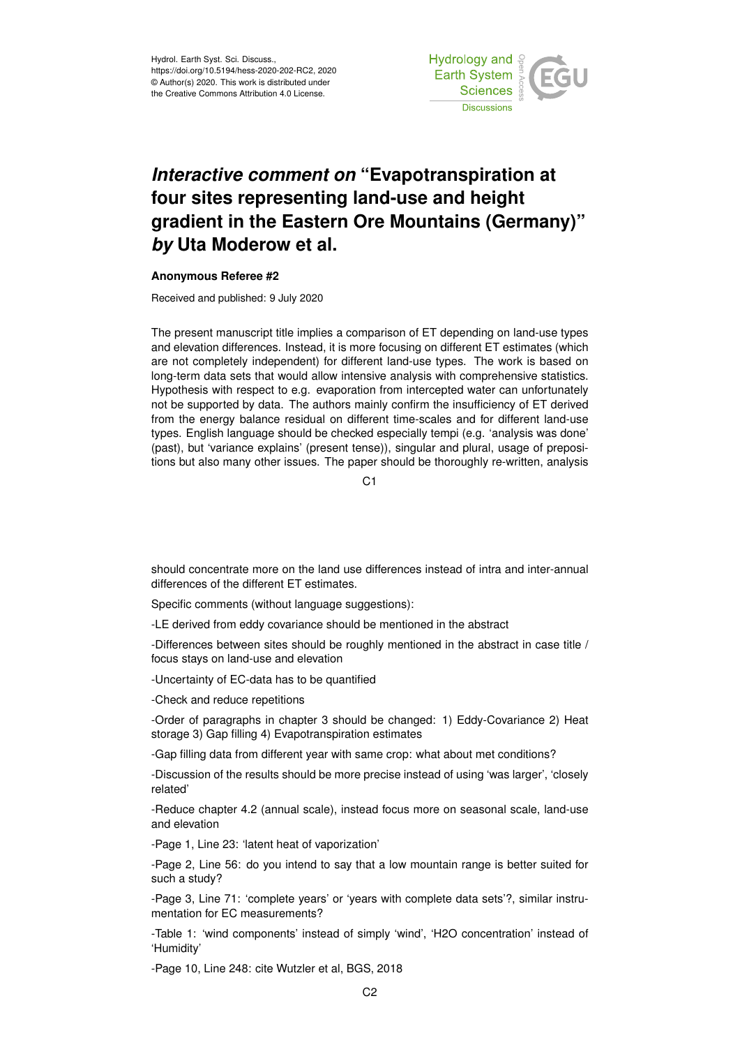Hydrol. Earth Syst. Sci. Discuss.,
https://doi.org/10.5194/hess-2020-202-RC2, 2020
© Author(s) 2020. This work is distributed under
the Creative Commons Attribution 4.0 License.

# *Interactive comment on* "Evapotranspiration at four sites representing land-use and height gradient in the Eastern Ore Mountains (Germany)" *by* Uta Moderow et al.

**Anonymous Referee #2**

Received and published: 9 July 2020

The present manuscript title implies a comparison of ET depending on land-use types and elevation differences. Instead, it is more focusing on different ET estimates (which are not completely independent) for different land-use types. The work is based on long-term data sets that would allow intensive analysis with comprehensive statistics. Hypothesis with respect to e.g. evaporation from intercepted water can unfortunately not be supported by data. The authors mainly confirm the insufficiency of ET derived from the energy balance residual on different time-scales and for different land-use types. English language should be checked especially tempi (e.g. 'analysis was done' (past), but 'variance explains' (present tense)), singular and plural, usage of prepositions but also many other issues. The paper should be thoroughly re-written, analysis should concentrate more on the land use differences instead of intra and inter-annual differences of the different ET estimates.

Specific comments (without language suggestions):

-LE derived from eddy covariance should be mentioned in the abstract

-Differences between sites should be roughly mentioned in the abstract in case title / focus stays on land-use and elevation

-Uncertainty of EC-data has to be quantified

-Check and reduce repetitions

-Order of paragraphs in chapter 3 should be changed: 1) Eddy-Covariance 2) Heat storage 3) Gap filling 4) Evapotranspiration estimates

-Gap filling data from different year with same crop: what about met conditions?

-Discussion of the results should be more precise instead of using 'was larger', 'closely related'

-Reduce chapter 4.2 (annual scale), instead focus more on seasonal scale, land-use and elevation

-Page 1, Line 23: 'latent heat of vaporization'

-Page 2, Line 56: do you intend to say that a low mountain range is better suited for such a study?

-Page 3, Line 71: 'complete years' or 'years with complete data sets'?, similar instrumentation for EC measurements?

-Table 1: 'wind components' instead of simply 'wind', '$H_2O$ concentration' instead of 'Humidity'

-Page 10, Line 248: cite Wutzler et al, BGS, 2018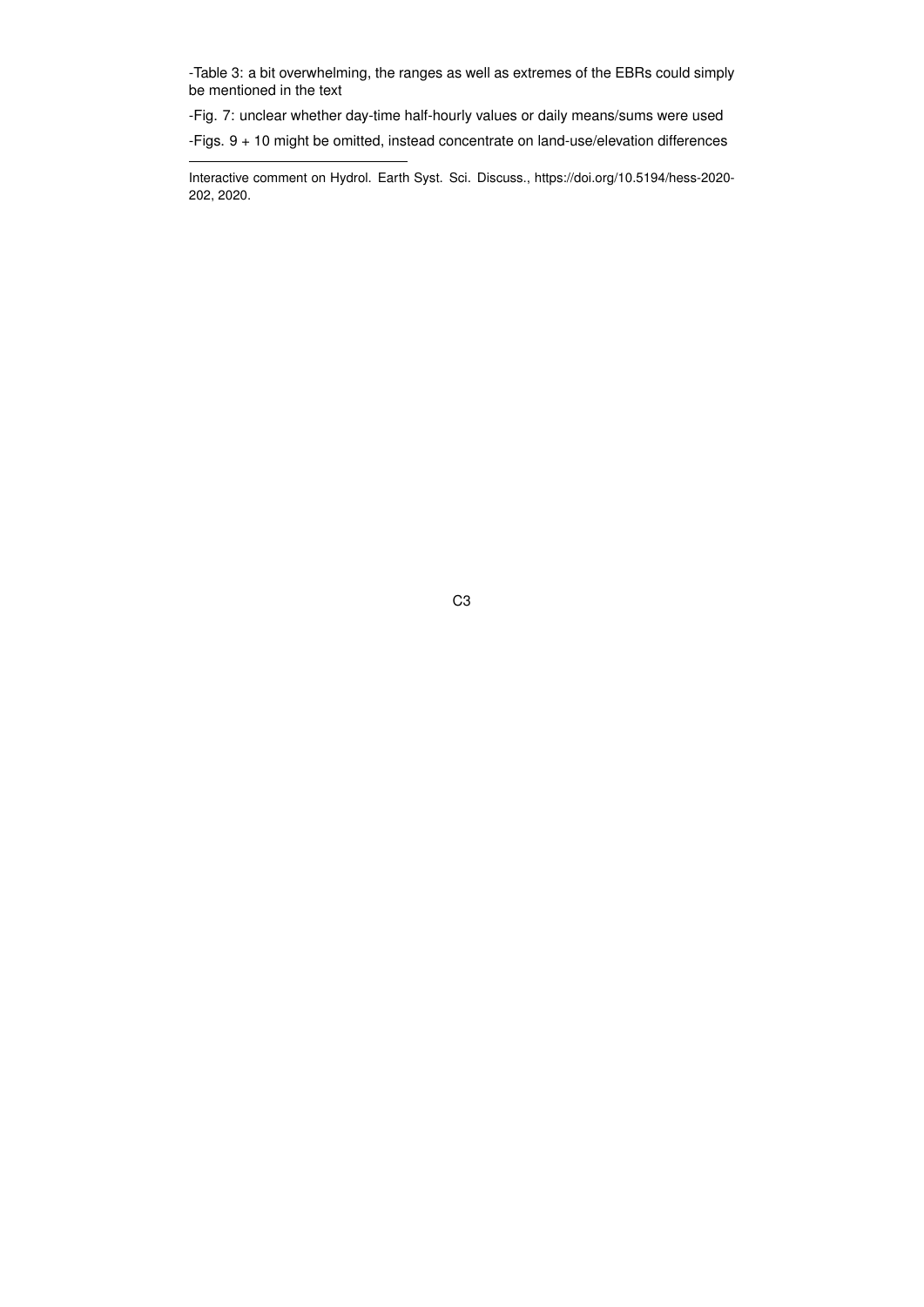-Table 3: a bit overwhelming, the ranges as well as extremes of the EBRs could simply be mentioned in the text

-Fig. 7: unclear whether day-time half-hourly values or daily means/sums were used

-Figs. 9 + 10 might be omitted, instead concentrate on land-use/elevation differences

---

Interactive comment on Hydrol. Earth Syst. Sci. Discuss., https://doi.org/10.5194/hess-2020-202, 2020.